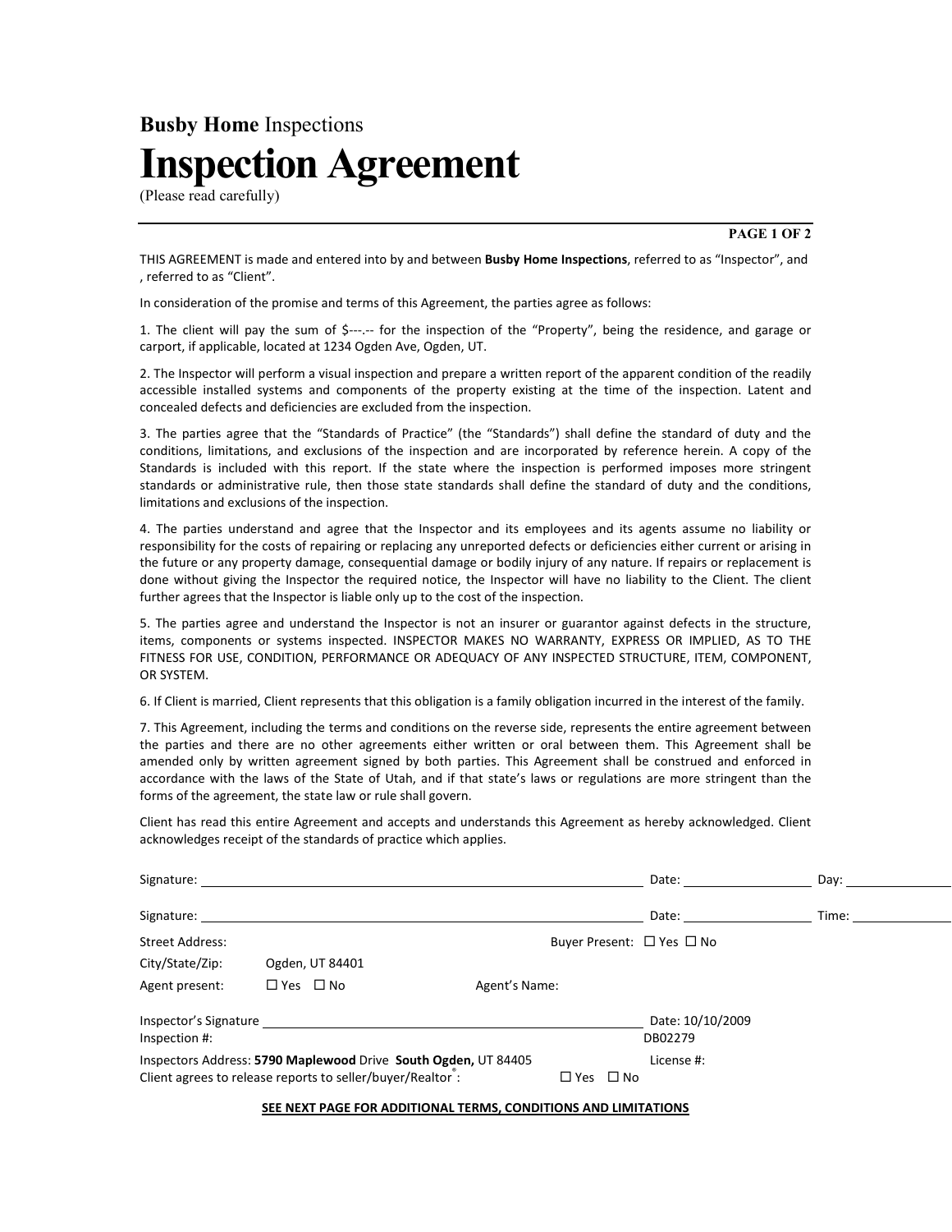**Busby Home** Inspections

# Inspection Agreement

(Please read carefully)

THIS AGREEMENT is made and entered into by and between **Busby Home Inspections**, referred to as "Inspector", and , referred to as "Client".

In consideration of the promise and terms of this Agreement, the parties agree as follows:

1. The client will pay the sum of $---.-- for the inspection of the "Property", being the residence, and garage or carport, if applicable, located at 1234 Ogden Ave, Ogden, UT.

2. The Inspector will perform a visual inspection and prepare a written report of the apparent condition of the readily accessible installed systems and components of the property existing at the time of the inspection. Latent and concealed defects and deficiencies are excluded from the inspection.

3. The parties agree that the "Standards of Practice" (the "Standards") shall define the standard of duty and the conditions, limitations, and exclusions of the inspection and are incorporated by reference herein. A copy of the Standards is included with this report. If the state where the inspection is performed imposes more stringent standards or administrative rule, then those state standards shall define the standard of duty and the conditions, limitations and exclusions of the inspection.

4. The parties understand and agree that the Inspector and its employees and its agents assume no liability or responsibility for the costs of repairing or replacing any unreported defects or deficiencies either current or arising in the future or any property damage, consequential damage or bodily injury of any nature. If repairs or replacement is done without giving the Inspector the required notice, the Inspector will have no liability to the Client. The client further agrees that the Inspector is liable only up to the cost of the inspection.

5. The parties agree and understand the Inspector is not an insurer or guarantor against defects in the structure, items, components or systems inspected. INSPECTOR MAKES NO WARRANTY, EXPRESS OR IMPLIED, AS TO THE FITNESS FOR USE, CONDITION, PERFORMANCE OR ADEQUACY OF ANY INSPECTED STRUCTURE, ITEM, COMPONENT, OR SYSTEM.

6. If Client is married, Client represents that this obligation is a family obligation incurred in the interest of the family.

7. This Agreement, including the terms and conditions on the reverse side, represents the entire agreement between the parties and there are no other agreements either written or oral between them. This Agreement shall be amended only by written agreement signed by both parties. This Agreement shall be construed and enforced in accordance with the laws of the State of Utah, and if that state's laws or regulations are more stringent than the forms of the agreement, the state law or rule shall govern.

Client has read this entire Agreement and accepts and understands this Agreement as hereby acknowledged. Client acknowledges receipt of the standards of practice which applies.

Signature: ______________________ Date: __________ Day: __________

Signature: ______________________ Date: __________ Time: __________

Street Address: Buyer Present: ☐ Yes ☐ No

City/State/Zip: Ogden, UT 84401

Agent present: ☐ Yes ☐ No Agent's Name:

Inspector's Signature ______________________ Date: 10/10/2009

Inspection #: DB02279

Inspectors Address: **5790 Maplewood** Drive **South Ogden,** UT 84405 License #:

Client agrees to release reports to seller/buyer/Realtor®: ☐ Yes ☐ No

**SEE NEXT PAGE FOR ADDITIONAL TERMS, CONDITIONS AND LIMITATIONS**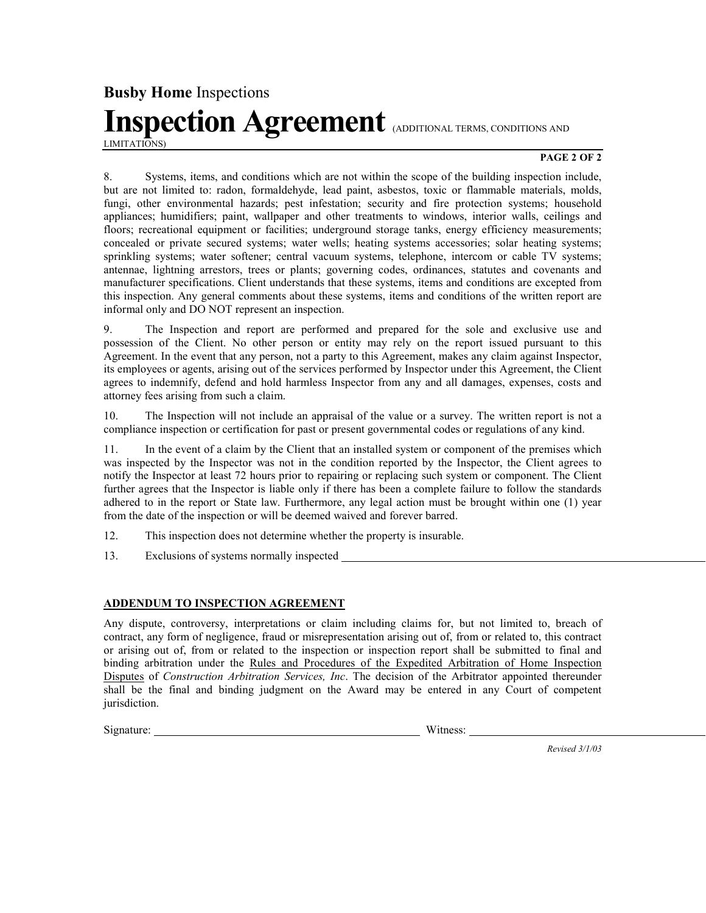**Busby Home** Inspections

# Inspection Agreement (ADDITIONAL TERMS, CONDITIONS AND LIMITATIONS)

8. Systems, items, and conditions which are not within the scope of the building inspection include, but are not limited to: radon, formaldehyde, lead paint, asbestos, toxic or flammable materials, molds, fungi, other environmental hazards; pest infestation; security and fire protection systems; household appliances; humidifiers; paint, wallpaper and other treatments to windows, interior walls, ceilings and floors; recreational equipment or facilities; underground storage tanks, energy efficiency measurements; concealed or private secured systems; water wells; heating systems accessories; solar heating systems; sprinkling systems; water softener; central vacuum systems, telephone, intercom or cable TV systems; antennae, lightning arrestors, trees or plants; governing codes, ordinances, statutes and covenants and manufacturer specifications. Client understands that these systems, items and conditions are excepted from this inspection. Any general comments about these systems, items and conditions of the written report are informal only and DO NOT represent an inspection.

9. The Inspection and report are performed and prepared for the sole and exclusive use and possession of the Client. No other person or entity may rely on the report issued pursuant to this Agreement. In the event that any person, not a party to this Agreement, makes any claim against Inspector, its employees or agents, arising out of the services performed by Inspector under this Agreement, the Client agrees to indemnify, defend and hold harmless Inspector from any and all damages, expenses, costs and attorney fees arising from such a claim.

10. The Inspection will not include an appraisal of the value or a survey. The written report is not a compliance inspection or certification for past or present governmental codes or regulations of any kind.

11. In the event of a claim by the Client that an installed system or component of the premises which was inspected by the Inspector was not in the condition reported by the Inspector, the Client agrees to notify the Inspector at least 72 hours prior to repairing or replacing such system or component. The Client further agrees that the Inspector is liable only if there has been a complete failure to follow the standards adhered to in the report or State law. Furthermore, any legal action must be brought within one (1) year from the date of the inspection or will be deemed waived and forever barred.

12. This inspection does not determine whether the property is insurable.

13. Exclusions of systems normally inspected ____________________

**ADDENDUM TO INSPECTION AGREEMENT**

Any dispute, controversy, interpretations or claim including claims for, but not limited to, breach of contract, any form of negligence, fraud or misrepresentation arising out of, from or related to, this contract or arising out of, from or related to the inspection or inspection report shall be submitted to final and binding arbitration under the Rules and Procedures of the Expedited Arbitration of Home Inspection Disputes of *Construction Arbitration Services, Inc*. The decision of the Arbitrator appointed thereunder shall be the final and binding judgment on the Award may be entered in any Court of competent jurisdiction.

Signature: ____________________ Witness: ____________________

*Revised 3/1/03*